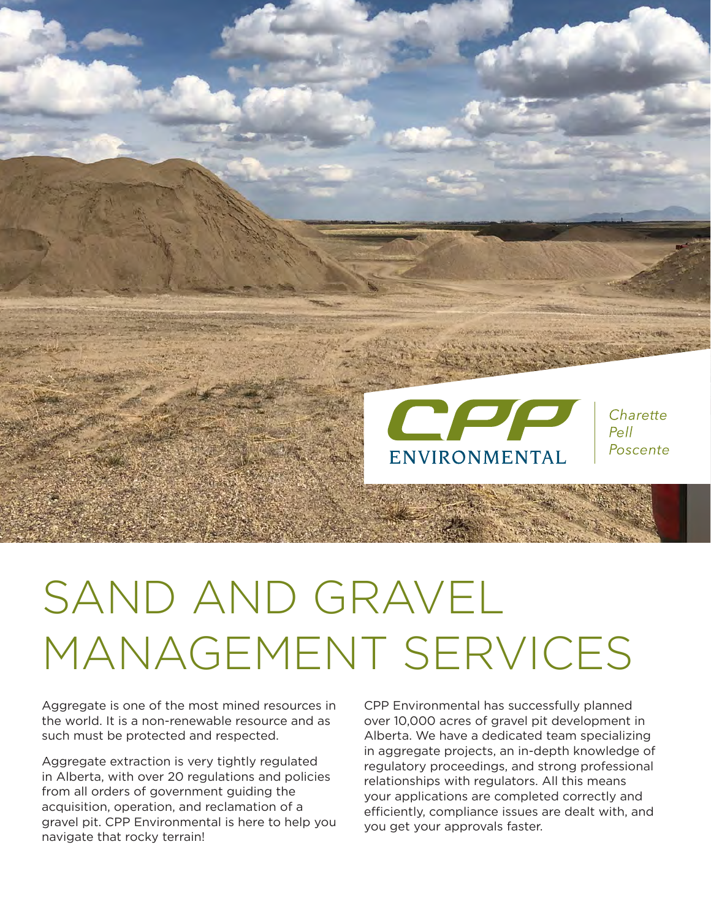CPP ENVIRONMENTAL

*Charette*
*Pell*
*Poscente*

# SAND AND GRAVEL MANAGEMENT SERVICES

Aggregate is one of the most mined resources in the world. It is a non-renewable resource and as such must be protected and respected.

Aggregate extraction is very tightly regulated in Alberta, with over 20 regulations and policies from all orders of government guiding the acquisition, operation, and reclamation of a gravel pit. CPP Environmental is here to help you navigate that rocky terrain!

CPP Environmental has successfully planned over 10,000 acres of gravel pit development in Alberta. We have a dedicated team specializing in aggregate projects, an in-depth knowledge of regulatory proceedings, and strong professional relationships with regulators. All this means your applications are completed correctly and efficiently, compliance issues are dealt with, and you get your approvals faster.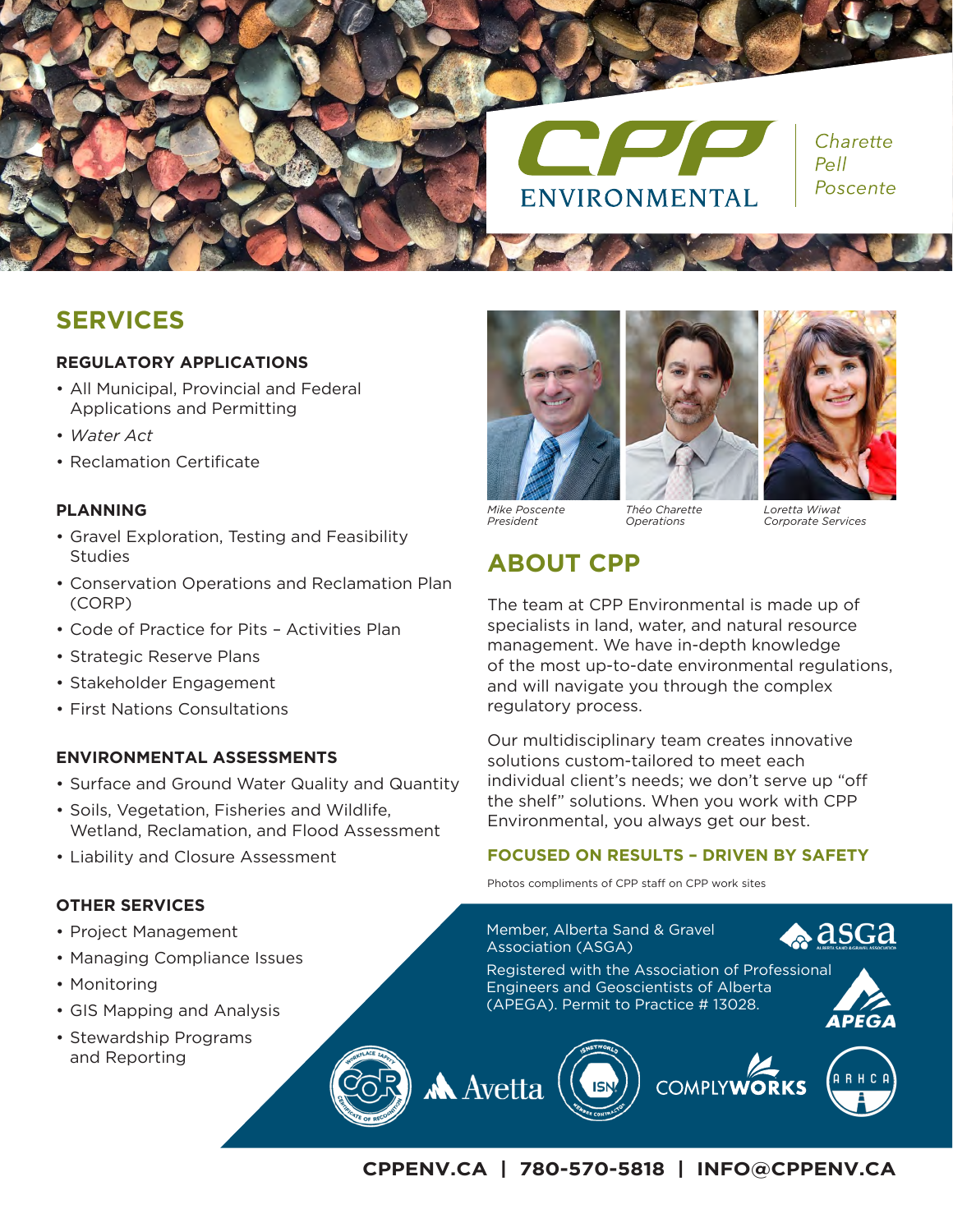# CPP ENVIRONMENTAL

*Charette Pell Poscente*

## SERVICES

### REGULATORY APPLICATIONS

- All Municipal, Provincial and Federal Applications and Permitting
- *Water Act*
- Reclamation Certificate

### PLANNING

- Gravel Exploration, Testing and Feasibility Studies
- Conservation Operations and Reclamation Plan (CORP)
- Code of Practice for Pits – Activities Plan
- Strategic Reserve Plans
- Stakeholder Engagement
- First Nations Consultations

### ENVIRONMENTAL ASSESSMENTS

- Surface and Ground Water Quality and Quantity
- Soils, Vegetation, Fisheries and Wildlife, Wetland, Reclamation, and Flood Assessment
- Liability and Closure Assessment

### OTHER SERVICES

- Project Management
- Managing Compliance Issues
- Monitoring
- GIS Mapping and Analysis
- Stewardship Programs and Reporting

*Mike Poscente*
*President*

*Théo Charette*
*Operations*

*Loretta Wiwat*
*Corporate Services*

## ABOUT CPP

The team at CPP Environmental is made up of specialists in land, water, and natural resource management. We have in-depth knowledge of the most up-to-date environmental regulations, and will navigate you through the complex regulatory process.

Our multidisciplinary team creates innovative solutions custom-tailored to meet each individual client's needs; we don't serve up "off the shelf" solutions. When you work with CPP Environmental, you always get our best.

### FOCUSED ON RESULTS – DRIVEN BY SAFETY

Photos compliments of CPP staff on CPP work sites

Member, Alberta Sand & Gravel Association (ASGA)

Registered with the Association of Professional Engineers and Geoscientists of Alberta (APEGA). Permit to Practice # 13028.

**CPPENV.CA | 780-570-5818 | INFO@CPPENV.CA**